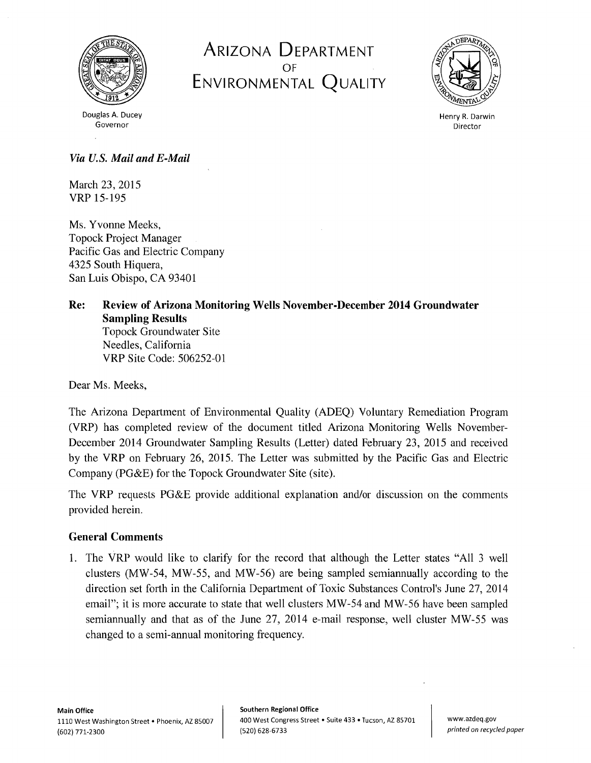# ARIZONA DEPARTMENT OF ENVIRONMENTAL QUALITY

Douglas A. Ducey
Governor

Henry R. Darwin
Director

*Via U.S. Mail and E-Mail*

March 23, 2015
VRP 15-195

Ms. Yvonne Meeks,
Topock Project Manager
Pacific Gas and Electric Company
4325 South Hiquera,
San Luis Obispo, CA 93401

**Re: Review of Arizona Monitoring Wells November-December 2014 Groundwater Sampling Results**
Topock Groundwater Site
Needles, California
VRP Site Code: 506252-01

Dear Ms. Meeks,

The Arizona Department of Environmental Quality (ADEQ) Voluntary Remediation Program (VRP) has completed review of the document titled Arizona Monitoring Wells November-December 2014 Groundwater Sampling Results (Letter) dated February 23, 2015 and received by the VRP on February 26, 2015. The Letter was submitted by the Pacific Gas and Electric Company (PG&E) for the Topock Groundwater Site (site).

The VRP requests PG&E provide additional explanation and/or discussion on the comments provided herein.

### General Comments

1. The VRP would like to clarify for the record that although the Letter states "All 3 well clusters (MW-54, MW-55, and MW-56) are being sampled semiannually according to the direction set forth in the California Department of Toxic Substances Control's June 27, 2014 email"; it is more accurate to state that well clusters MW-54 and MW-56 have been sampled semiannually and that as of the June 27, 2014 e-mail response, well cluster MW-55 was changed to a semi-annual monitoring frequency.

**Main Office**
1110 West Washington Street • Phoenix, AZ 85007
(602) 771-2300

**Southern Regional Office**
400 West Congress Street • Suite 433 • Tucson, AZ 85701
(520) 628-6733

www.azdeq.gov
*printed on recycled paper*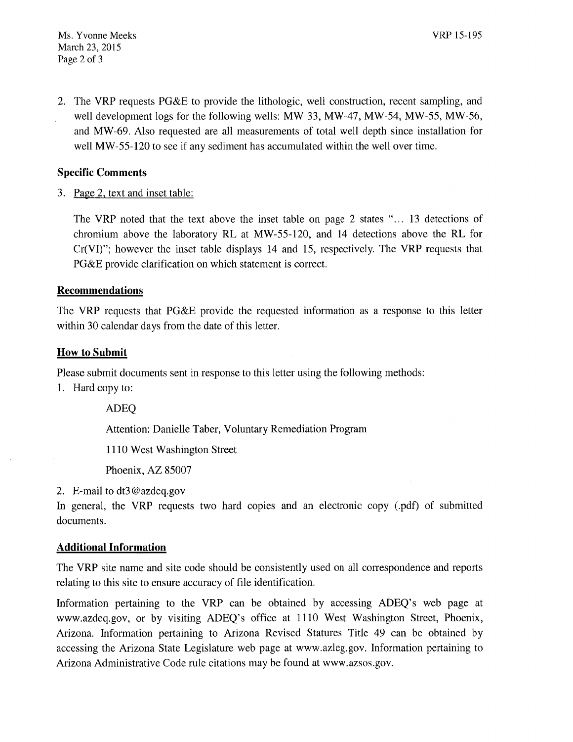2. The VRP requests PG&E to provide the lithologic, well construction, recent sampling, and well development logs for the following wells: MW-33, MW-47, MW-54, MW-55, MW-56, and MW-69. Also requested are all measurements of total well depth since installation for well MW-55-120 to see if any sediment has accumulated within the well over time.

### Specific Comments

3. Page 2, text and inset table:

   The VRP noted that the text above the inset table on page 2 states "… 13 detections of chromium above the laboratory RL at MW-55-120, and 14 detections above the RL for Cr(VI)"; however the inset table displays 14 and 15, respectively. The VRP requests that PG&E provide clarification on which statement is correct.

### Recommendations

The VRP requests that PG&E provide the requested information as a response to this letter within 30 calendar days from the date of this letter.

### How to Submit

Please submit documents sent in response to this letter using the following methods:

1. Hard copy to:

   ADEQ

   Attention: Danielle Taber, Voluntary Remediation Program

   1110 West Washington Street

   Phoenix, AZ 85007

2. E-mail to dt3@azdeq.gov

In general, the VRP requests two hard copies and an electronic copy (.pdf) of submitted documents.

### Additional Information

The VRP site name and site code should be consistently used on all correspondence and reports relating to this site to ensure accuracy of file identification.

Information pertaining to the VRP can be obtained by accessing ADEQ's web page at www.azdeq.gov, or by visiting ADEQ's office at 1110 West Washington Street, Phoenix, Arizona. Information pertaining to Arizona Revised Statures Title 49 can be obtained by accessing the Arizona State Legislature web page at www.azleg.gov. Information pertaining to Arizona Administrative Code rule citations may be found at www.azsos.gov.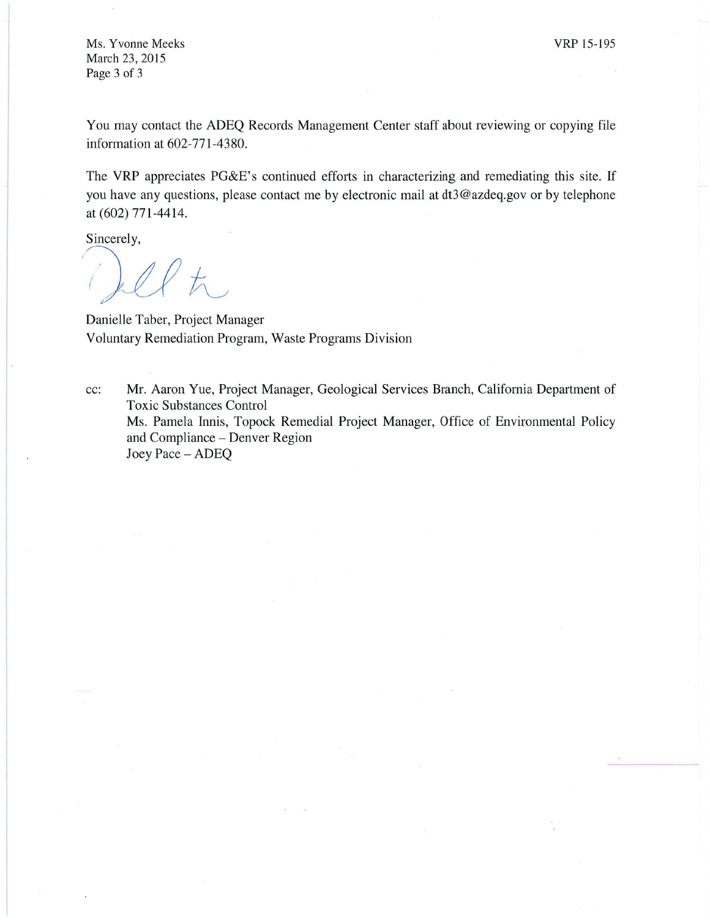You may contact the ADEQ Records Management Center staff about reviewing or copying file information at 602-771-4380.

The VRP appreciates PG&E's continued efforts in characterizing and remediating this site. If you have any questions, please contact me by electronic mail at dt3@azdeq.gov or by telephone at (602) 771-4414.

Sincerely,

Danielle Taber, Project Manager
Voluntary Remediation Program, Waste Programs Division

cc: Mr. Aaron Yue, Project Manager, Geological Services Branch, California Department of Toxic Substances Control
Ms. Pamela Innis, Topock Remedial Project Manager, Office of Environmental Policy and Compliance – Denver Region
Joey Pace – ADEQ